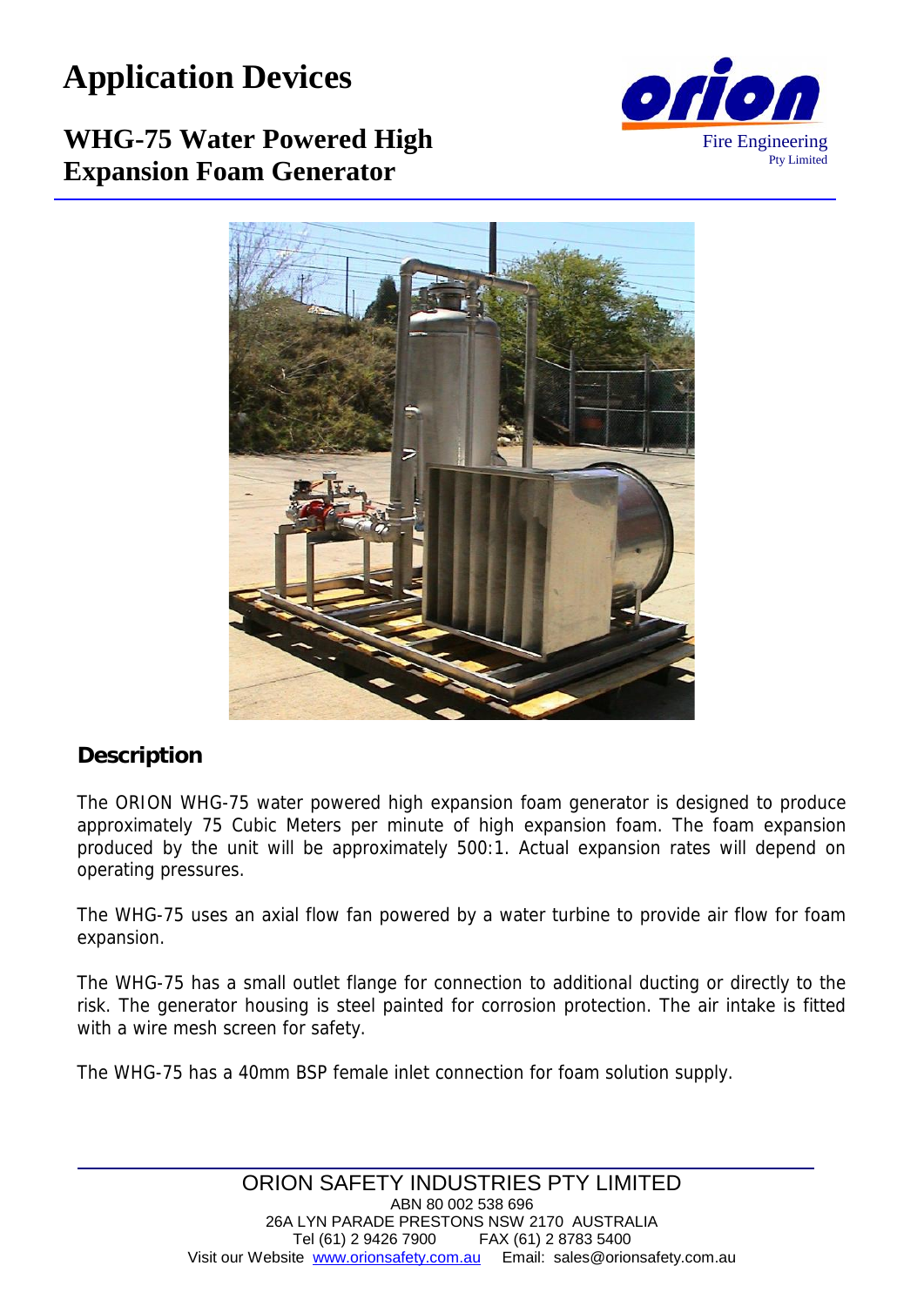# Application Devices

## WHG-75 Water Powered High Expansion Foam Generator

Fire Engineering
Pty Limited

## Description

The ORION WHG-75 water powered high expansion foam generator is designed to produce approximately 75 Cubic Meters per minute of high expansion foam. The foam expansion produced by the unit will be approximately 500:1. Actual expansion rates will depend on operating pressures.

The WHG-75 uses an axial flow fan powered by a water turbine to provide air flow for foam expansion.

The WHG-75 has a small outlet flange for connection to additional ducting or directly to the risk. The generator housing is steel painted for corrosion protection. The air intake is fitted with a wire mesh screen for safety.

The WHG-75 has a 40mm BSP female inlet connection for foam solution supply.

ORION SAFETY INDUSTRIES PTY LIMITED
ABN 80 002 538 696
26A LYN PARADE PRESTONS NSW 2170 AUSTRALIA
Tel (61) 2 9426 7900 FAX (61) 2 8783 5400
Visit our Website www.orionsafety.com.au Email: sales@orionsafety.com.au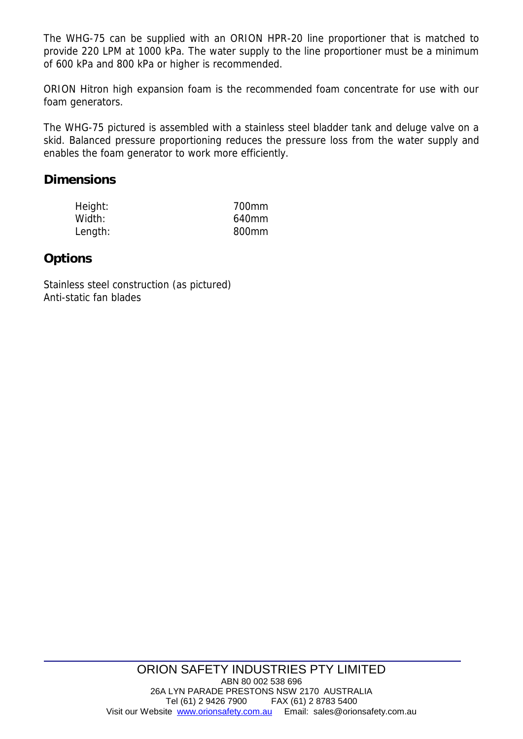The WHG-75 can be supplied with an ORION HPR-20 line proportioner that is matched to provide 220 LPM at 1000 kPa. The water supply to the line proportioner must be a minimum of 600 kPa and 800 kPa or higher is recommended.

ORION Hitron high expansion foam is the recommended foam concentrate for use with our foam generators.

The WHG-75 pictured is assembled with a stainless steel bladder tank and deluge valve on a skid. Balanced pressure proportioning reduces the pressure loss from the water supply and enables the foam generator to work more efficiently.

## Dimensions

| | |
|---|---|
| Height: | 700mm |
| Width: | 640mm |
| Length: | 800mm |

## Options

Stainless steel construction (as pictured)
Anti-static fan blades

ORION SAFETY INDUSTRIES PTY LIMITED
ABN 80 002 538 696
26A LYN PARADE PRESTONS NSW 2170 AUSTRALIA
Tel (61) 2 9426 7900 FAX (61) 2 8783 5400
Visit our Website www.orionsafety.com.au Email: sales@orionsafety.com.au